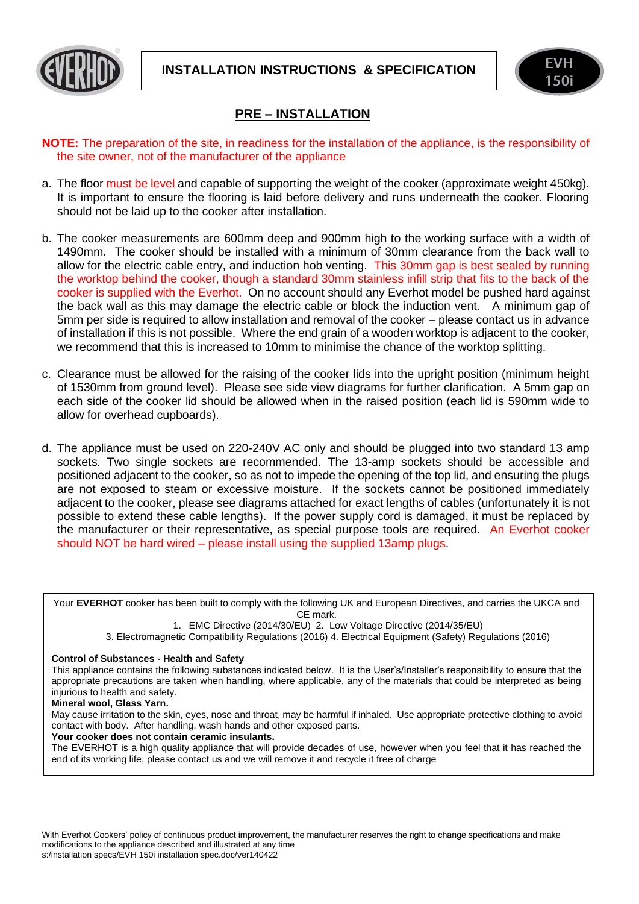# INSTALLATION INSTRUCTIONS & SPECIFICATION

EVH 150i

## PRE – INSTALLATION

**NOTE:** The preparation of the site, in readiness for the installation of the appliance, is the responsibility of the site owner, not of the manufacturer of the appliance

a. The floor must be level and capable of supporting the weight of the cooker (approximate weight 450kg). It is important to ensure the flooring is laid before delivery and runs underneath the cooker. Flooring should not be laid up to the cooker after installation.

b. The cooker measurements are 600mm deep and 900mm high to the working surface with a width of 1490mm. The cooker should be installed with a minimum of 30mm clearance from the back wall to allow for the electric cable entry, and induction hob venting. This 30mm gap is best sealed by running the worktop behind the cooker, though a standard 30mm stainless infill strip that fits to the back of the cooker is supplied with the Everhot. On no account should any Everhot model be pushed hard against the back wall as this may damage the electric cable or block the induction vent. A minimum gap of 5mm per side is required to allow installation and removal of the cooker – please contact us in advance of installation if this is not possible. Where the end grain of a wooden worktop is adjacent to the cooker, we recommend that this is increased to 10mm to minimise the chance of the worktop splitting.

c. Clearance must be allowed for the raising of the cooker lids into the upright position (minimum height of 1530mm from ground level). Please see side view diagrams for further clarification. A 5mm gap on each side of the cooker lid should be allowed when in the raised position (each lid is 590mm wide to allow for overhead cupboards).

d. The appliance must be used on 220-240V AC only and should be plugged into two standard 13 amp sockets. Two single sockets are recommended. The 13-amp sockets should be accessible and positioned adjacent to the cooker, so as not to impede the opening of the top lid, and ensuring the plugs are not exposed to steam or excessive moisture. If the sockets cannot be positioned immediately adjacent to the cooker, please see diagrams attached for exact lengths of cables (unfortunately it is not possible to extend these cable lengths). If the power supply cord is damaged, it must be replaced by the manufacturer or their representative, as special purpose tools are required. An Everhot cooker should NOT be hard wired – please install using the supplied 13amp plugs.

Your **EVERHOT** cooker has been built to comply with the following UK and European Directives, and carries the UKCA and CE mark.

1. EMC Directive (2014/30/EU) 2. Low Voltage Directive (2014/35/EU)
3. Electromagnetic Compatibility Regulations (2016) 4. Electrical Equipment (Safety) Regulations (2016)

**Control of Substances - Health and Safety**

This appliance contains the following substances indicated below. It is the User's/Installer's responsibility to ensure that the appropriate precautions are taken when handling, where applicable, any of the materials that could be interpreted as being injurious to health and safety.

**Mineral wool, Glass Yarn.**

May cause irritation to the skin, eyes, nose and throat, may be harmful if inhaled. Use appropriate protective clothing to avoid contact with body. After handling, wash hands and other exposed parts.

**Your cooker does not contain ceramic insulants.**

The EVERHOT is a high quality appliance that will provide decades of use, however when you feel that it has reached the end of its working life, please contact us and we will remove it and recycle it free of charge

With Everhot Cookers' policy of continuous product improvement, the manufacturer reserves the right to change specifications and make modifications to the appliance described and illustrated at any time
s:/installation specs/EVH 150i installation spec.doc/ver140422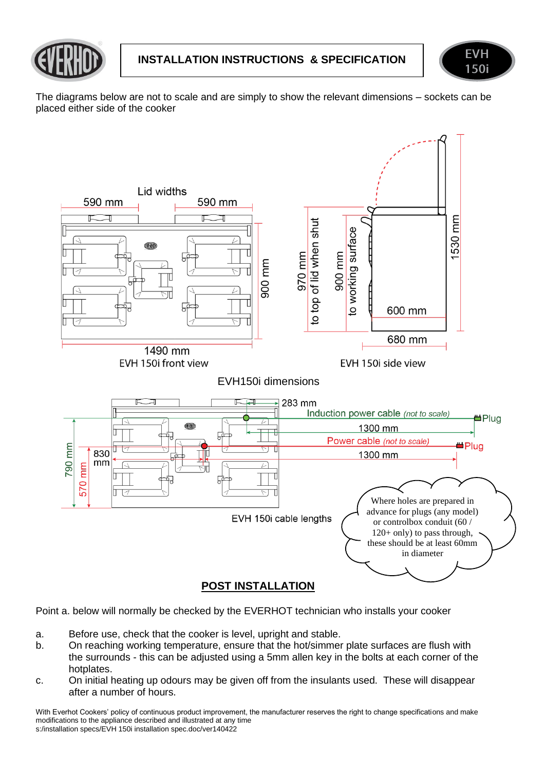# INSTALLATION INSTRUCTIONS & SPECIFICATION

EVH 150i

The diagrams below are not to scale and are simply to show the relevant dimensions – sockets can be placed either side of the cooker

Lid widths

590 mm

590 mm

900 mm

1490 mm

EVH 150i front view

970 mm to top of lid when shut

900 mm to working surface

600 mm

680 mm

1530 mm

EVH 150i side view

EVH150i dimensions

283 mm

Induction power cable *(not to scale)*

Plug

1300 mm

Power cable *(not to scale)*

Plug

1300 mm

790 mm

830 mm

570 mm

EVH 150i cable lengths

Where holes are prepared in advance for plugs (any model) or controlbox conduit (60 / 120+ only) to pass through, these should be at least 60mm in diameter

## POST INSTALLATION

Point a. below will normally be checked by the EVERHOT technician who installs your cooker

a. Before use, check that the cooker is level, upright and stable.

b. On reaching working temperature, ensure that the hot/simmer plate surfaces are flush with the surrounds - this can be adjusted using a 5mm allen key in the bolts at each corner of the hotplates.

c. On initial heating up odours may be given off from the insulants used. These will disappear after a number of hours.

With Everhot Cookers' policy of continuous product improvement, the manufacturer reserves the right to change specifications and make modifications to the appliance described and illustrated at any time

s:/installation specs/EVH 150i installation spec.doc/ver140422